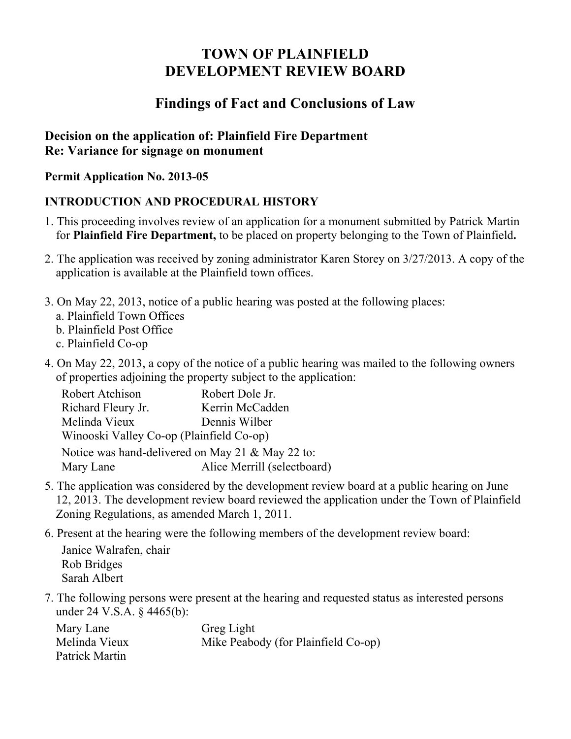# TOWN OF PLAINFIELD
# DEVELOPMENT REVIEW BOARD

## Findings of Fact and Conclusions of Law

**Decision on the application of: Plainfield Fire Department**
**Re: Variance for signage on monument**

**Permit Application No. 2013-05**

### INTRODUCTION AND PROCEDURAL HISTORY

1. This proceeding involves review of an application for a monument submitted by Patrick Martin for **Plainfield Fire Department,** to be placed on property belonging to the Town of Plainfield**.**

2. The application was received by zoning administrator Karen Storey on 3/27/2013. A copy of the application is available at the Plainfield town offices.

3. On May 22, 2013, notice of a public hearing was posted at the following places:
   a. Plainfield Town Offices
   b. Plainfield Post Office
   c. Plainfield Co-op

4. On May 22, 2013, a copy of the notice of a public hearing was mailed to the following owners of properties adjoining the property subject to the application:

   Robert Atchison — Robert Dole Jr.
   Richard Fleury Jr. — Kerrin McCadden
   Melinda Vieux — Dennis Wilber
   Winooski Valley Co-op (Plainfield Co-op)

   Notice was hand-delivered on May 21 & May 22 to:
   Mary Lane — Alice Merrill (selectboard)

5. The application was considered by the development review board at a public hearing on June 12, 2013. The development review board reviewed the application under the Town of Plainfield Zoning Regulations, as amended March 1, 2011.

6. Present at the hearing were the following members of the development review board:

   Janice Walrafen, chair
   Rob Bridges
   Sarah Albert

7. The following persons were present at the hearing and requested status as interested persons under 24 V.S.A. § 4465(b):

   Mary Lane — Greg Light
   Melinda Vieux — Mike Peabody (for Plainfield Co-op)
   Patrick Martin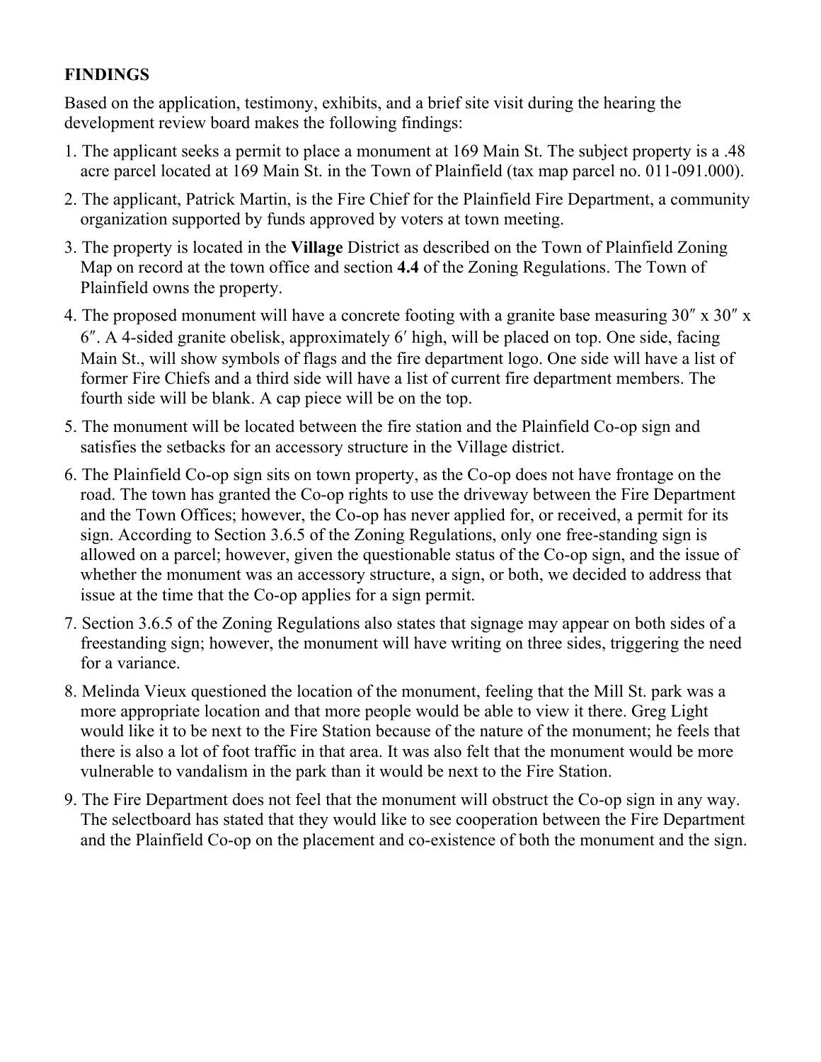**FINDINGS**

Based on the application, testimony, exhibits, and a brief site visit during the hearing the development review board makes the following findings:

1. The applicant seeks a permit to place a monument at 169 Main St. The subject property is a .48 acre parcel located at 169 Main St. in the Town of Plainfield (tax map parcel no. 011-091.000).
2. The applicant, Patrick Martin, is the Fire Chief for the Plainfield Fire Department, a community organization supported by funds approved by voters at town meeting.
3. The property is located in the **Village** District as described on the Town of Plainfield Zoning Map on record at the town office and section **4.4** of the Zoning Regulations. The Town of Plainfield owns the property.
4. The proposed monument will have a concrete footing with a granite base measuring 30″ x 30″ x 6″. A 4-sided granite obelisk, approximately 6′ high, will be placed on top. One side, facing Main St., will show symbols of flags and the fire department logo. One side will have a list of former Fire Chiefs and a third side will have a list of current fire department members. The fourth side will be blank. A cap piece will be on the top.
5. The monument will be located between the fire station and the Plainfield Co-op sign and satisfies the setbacks for an accessory structure in the Village district.
6. The Plainfield Co-op sign sits on town property, as the Co-op does not have frontage on the road. The town has granted the Co-op rights to use the driveway between the Fire Department and the Town Offices; however, the Co-op has never applied for, or received, a permit for its sign. According to Section 3.6.5 of the Zoning Regulations, only one free-standing sign is allowed on a parcel; however, given the questionable status of the Co-op sign, and the issue of whether the monument was an accessory structure, a sign, or both, we decided to address that issue at the time that the Co-op applies for a sign permit.
7. Section 3.6.5 of the Zoning Regulations also states that signage may appear on both sides of a freestanding sign; however, the monument will have writing on three sides, triggering the need for a variance.
8. Melinda Vieux questioned the location of the monument, feeling that the Mill St. park was a more appropriate location and that more people would be able to view it there. Greg Light would like it to be next to the Fire Station because of the nature of the monument; he feels that there is also a lot of foot traffic in that area. It was also felt that the monument would be more vulnerable to vandalism in the park than it would be next to the Fire Station.
9. The Fire Department does not feel that the monument will obstruct the Co-op sign in any way. The selectboard has stated that they would like to see cooperation between the Fire Department and the Plainfield Co-op on the placement and co-existence of both the monument and the sign.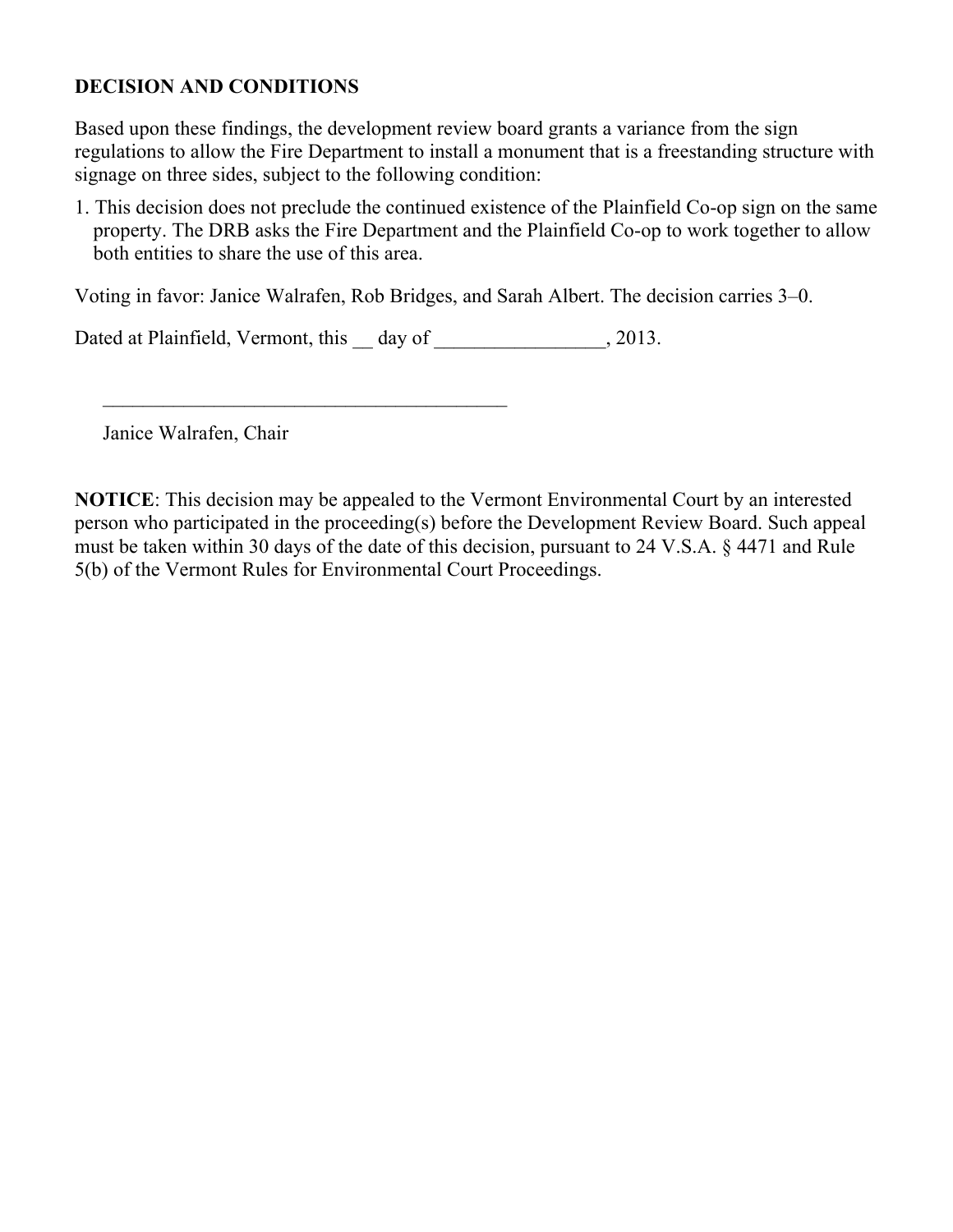**DECISION AND CONDITIONS**

Based upon these findings, the development review board grants a variance from the sign regulations to allow the Fire Department to install a monument that is a freestanding structure with signage on three sides, subject to the following condition:

1. This decision does not preclude the continued existence of the Plainfield Co-op sign on the same property. The DRB asks the Fire Department and the Plainfield Co-op to work together to allow both entities to share the use of this area.

Voting in favor: Janice Walrafen, Rob Bridges, and Sarah Albert. The decision carries 3–0.

Dated at Plainfield, Vermont, this __ day of _________________, 2013.

__________________________________________

Janice Walrafen, Chair

**NOTICE**: This decision may be appealed to the Vermont Environmental Court by an interested person who participated in the proceeding(s) before the Development Review Board. Such appeal must be taken within 30 days of the date of this decision, pursuant to 24 V.S.A. § 4471 and Rule 5(b) of the Vermont Rules for Environmental Court Proceedings.